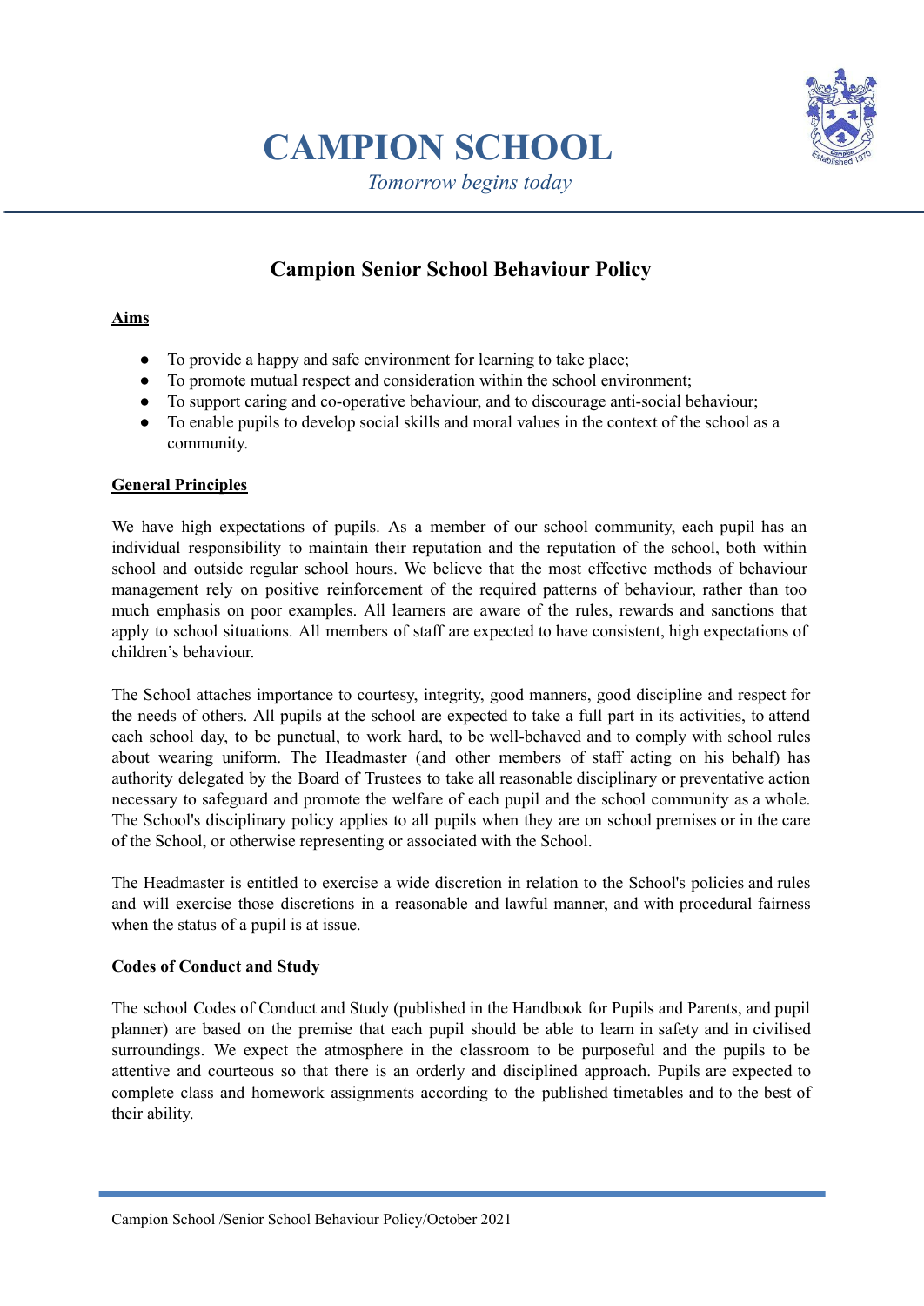# CAMPION SCHOOL

*Tomorrow begins today*

## Campion Senior School Behaviour Policy

### Aims

- To provide a happy and safe environment for learning to take place;
- To promote mutual respect and consideration within the school environment;
- To support caring and co-operative behaviour, and to discourage anti-social behaviour;
- To enable pupils to develop social skills and moral values in the context of the school as a community.

### General Principles

We have high expectations of pupils. As a member of our school community, each pupil has an individual responsibility to maintain their reputation and the reputation of the school, both within school and outside regular school hours. We believe that the most effective methods of behaviour management rely on positive reinforcement of the required patterns of behaviour, rather than too much emphasis on poor examples. All learners are aware of the rules, rewards and sanctions that apply to school situations. All members of staff are expected to have consistent, high expectations of children's behaviour.

The School attaches importance to courtesy, integrity, good manners, good discipline and respect for the needs of others. All pupils at the school are expected to take a full part in its activities, to attend each school day, to be punctual, to work hard, to be well-behaved and to comply with school rules about wearing uniform. The Headmaster (and other members of staff acting on his behalf) has authority delegated by the Board of Trustees to take all reasonable disciplinary or preventative action necessary to safeguard and promote the welfare of each pupil and the school community as a whole. The School's disciplinary policy applies to all pupils when they are on school premises or in the care of the School, or otherwise representing or associated with the School.

The Headmaster is entitled to exercise a wide discretion in relation to the School's policies and rules and will exercise those discretions in a reasonable and lawful manner, and with procedural fairness when the status of a pupil is at issue.

**Codes of Conduct and Study**

The school Codes of Conduct and Study (published in the Handbook for Pupils and Parents, and pupil planner) are based on the premise that each pupil should be able to learn in safety and in civilised surroundings. We expect the atmosphere in the classroom to be purposeful and the pupils to be attentive and courteous so that there is an orderly and disciplined approach. Pupils are expected to complete class and homework assignments according to the published timetables and to the best of their ability.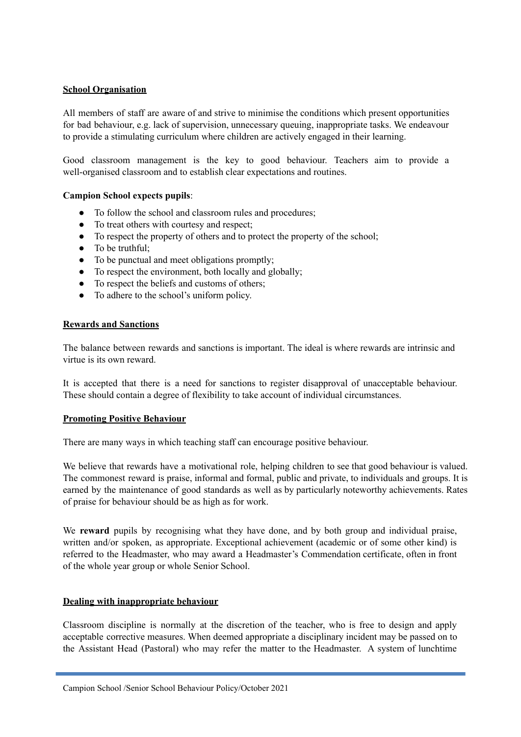**School Organisation**

All members of staff are aware of and strive to minimise the conditions which present opportunities for bad behaviour, e.g. lack of supervision, unnecessary queuing, inappropriate tasks. We endeavour to provide a stimulating curriculum where children are actively engaged in their learning.

Good classroom management is the key to good behaviour. Teachers aim to provide a well-organised classroom and to establish clear expectations and routines.

**Campion School expects pupils**:

- To follow the school and classroom rules and procedures;
- To treat others with courtesy and respect;
- To respect the property of others and to protect the property of the school;
- To be truthful;
- To be punctual and meet obligations promptly;
- To respect the environment, both locally and globally;
- To respect the beliefs and customs of others;
- To adhere to the school's uniform policy.

**Rewards and Sanctions**

The balance between rewards and sanctions is important. The ideal is where rewards are intrinsic and virtue is its own reward.

It is accepted that there is a need for sanctions to register disapproval of unacceptable behaviour. These should contain a degree of flexibility to take account of individual circumstances.

**Promoting Positive Behaviour**

There are many ways in which teaching staff can encourage positive behaviour.

We believe that rewards have a motivational role, helping children to see that good behaviour is valued. The commonest reward is praise, informal and formal, public and private, to individuals and groups. It is earned by the maintenance of good standards as well as by particularly noteworthy achievements. Rates of praise for behaviour should be as high as for work.

We **reward** pupils by recognising what they have done, and by both group and individual praise, written and/or spoken, as appropriate. Exceptional achievement (academic or of some other kind) is referred to the Headmaster, who may award a Headmaster's Commendation certificate, often in front of the whole year group or whole Senior School.

**Dealing with inappropriate behaviour**

Classroom discipline is normally at the discretion of the teacher, who is free to design and apply acceptable corrective measures. When deemed appropriate a disciplinary incident may be passed on to the Assistant Head (Pastoral) who may refer the matter to the Headmaster. A system of lunchtime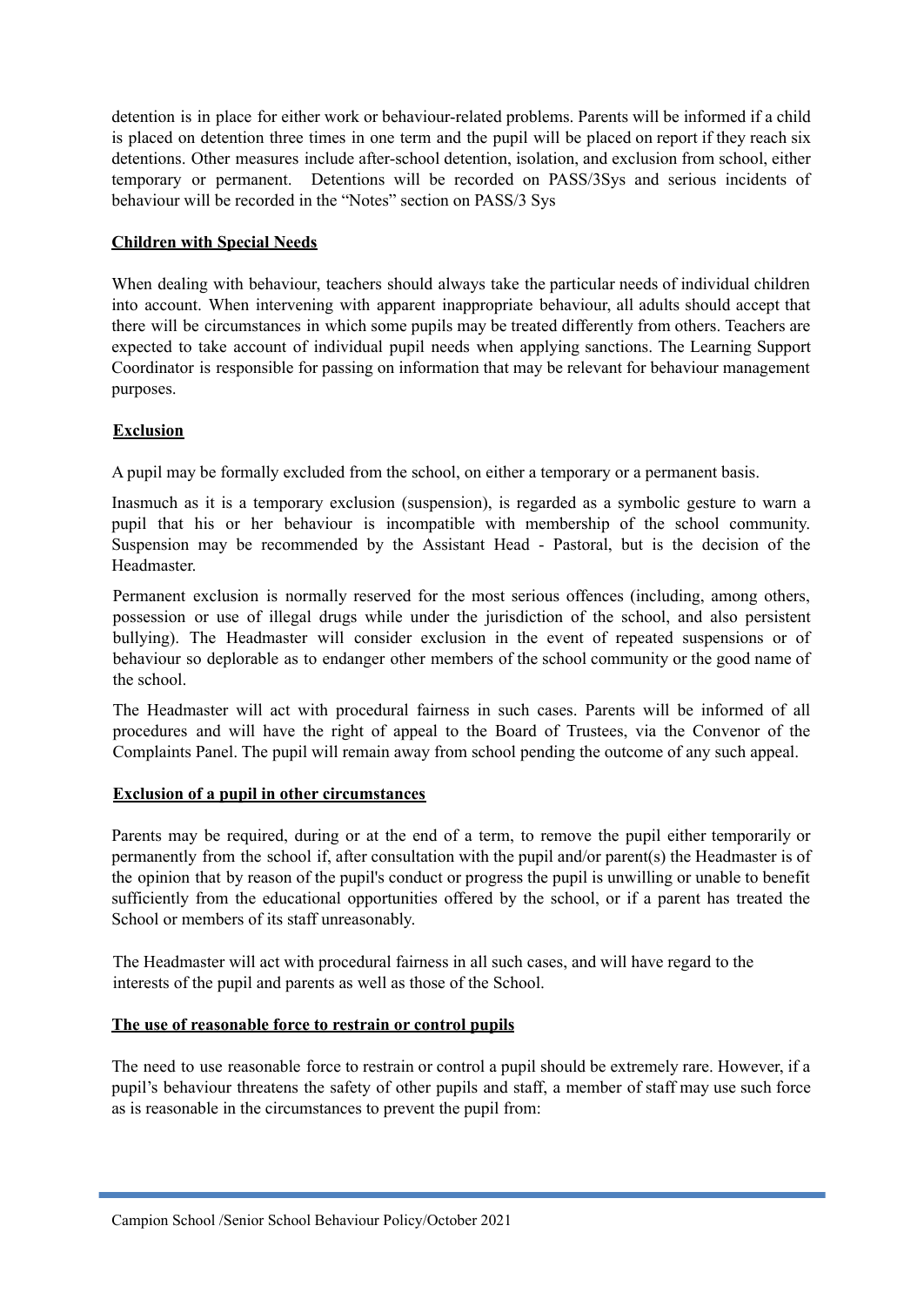detention is in place for either work or behaviour-related problems. Parents will be informed if a child is placed on detention three times in one term and the pupil will be placed on report if they reach six detentions. Other measures include after-school detention, isolation, and exclusion from school, either temporary or permanent. Detentions will be recorded on PASS/3Sys and serious incidents of behaviour will be recorded in the "Notes" section on PASS/3 Sys

## Children with Special Needs

When dealing with behaviour, teachers should always take the particular needs of individual children into account. When intervening with apparent inappropriate behaviour, all adults should accept that there will be circumstances in which some pupils may be treated differently from others. Teachers are expected to take account of individual pupil needs when applying sanctions. The Learning Support Coordinator is responsible for passing on information that may be relevant for behaviour management purposes.

## Exclusion

A pupil may be formally excluded from the school, on either a temporary or a permanent basis.

Inasmuch as it is a temporary exclusion (suspension), is regarded as a symbolic gesture to warn a pupil that his or her behaviour is incompatible with membership of the school community. Suspension may be recommended by the Assistant Head - Pastoral, but is the decision of the Headmaster.

Permanent exclusion is normally reserved for the most serious offences (including, among others, possession or use of illegal drugs while under the jurisdiction of the school, and also persistent bullying). The Headmaster will consider exclusion in the event of repeated suspensions or of behaviour so deplorable as to endanger other members of the school community or the good name of the school.

The Headmaster will act with procedural fairness in such cases. Parents will be informed of all procedures and will have the right of appeal to the Board of Trustees, via the Convenor of the Complaints Panel. The pupil will remain away from school pending the outcome of any such appeal.

## Exclusion of a pupil in other circumstances

Parents may be required, during or at the end of a term, to remove the pupil either temporarily or permanently from the school if, after consultation with the pupil and/or parent(s) the Headmaster is of the opinion that by reason of the pupil's conduct or progress the pupil is unwilling or unable to benefit sufficiently from the educational opportunities offered by the school, or if a parent has treated the School or members of its staff unreasonably.

The Headmaster will act with procedural fairness in all such cases, and will have regard to the interests of the pupil and parents as well as those of the School.

## The use of reasonable force to restrain or control pupils

The need to use reasonable force to restrain or control a pupil should be extremely rare. However, if a pupil's behaviour threatens the safety of other pupils and staff, a member of staff may use such force as is reasonable in the circumstances to prevent the pupil from: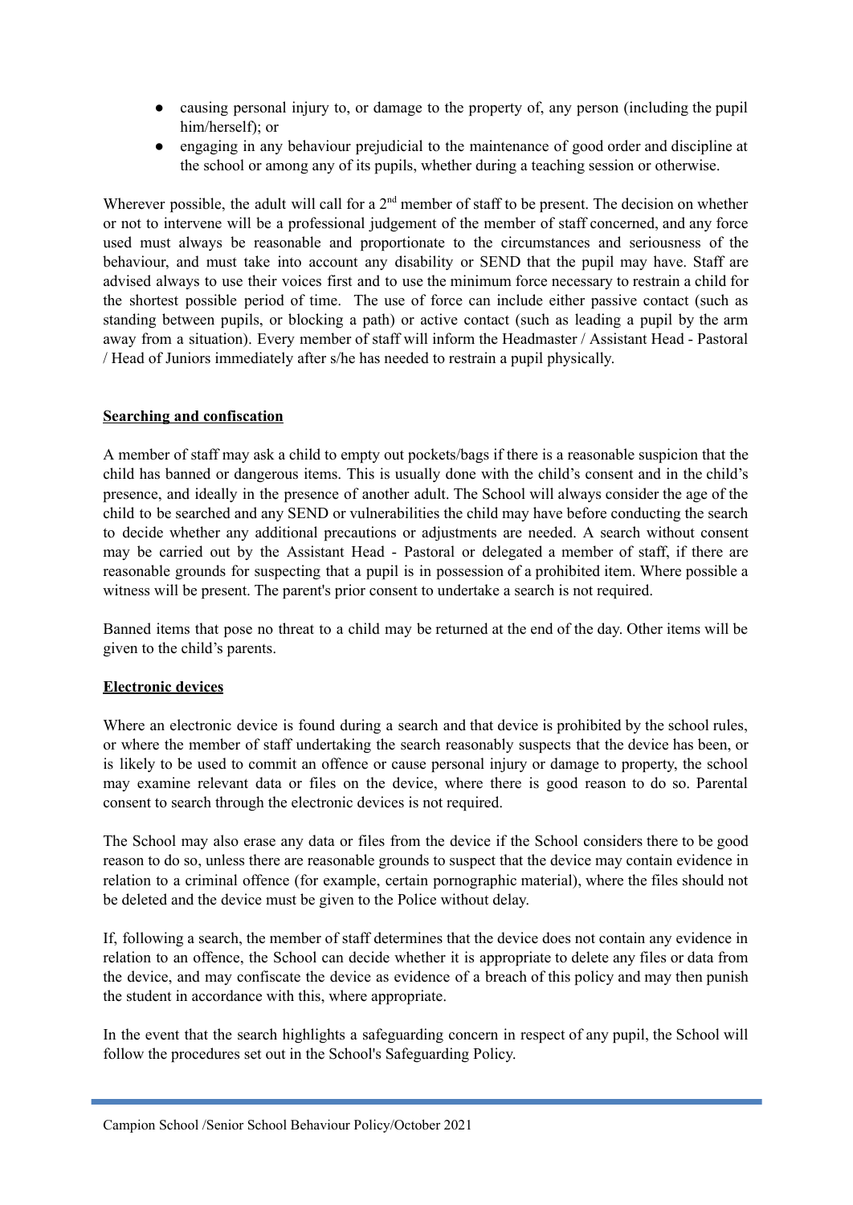- causing personal injury to, or damage to the property of, any person (including the pupil him/herself); or
- engaging in any behaviour prejudicial to the maintenance of good order and discipline at the school or among any of its pupils, whether during a teaching session or otherwise.

Wherever possible, the adult will call for a 2nd member of staff to be present. The decision on whether or not to intervene will be a professional judgement of the member of staff concerned, and any force used must always be reasonable and proportionate to the circumstances and seriousness of the behaviour, and must take into account any disability or SEND that the pupil may have. Staff are advised always to use their voices first and to use the minimum force necessary to restrain a child for the shortest possible period of time. The use of force can include either passive contact (such as standing between pupils, or blocking a path) or active contact (such as leading a pupil by the arm away from a situation). Every member of staff will inform the Headmaster / Assistant Head - Pastoral / Head of Juniors immediately after s/he has needed to restrain a pupil physically.

**Searching and confiscation**

A member of staff may ask a child to empty out pockets/bags if there is a reasonable suspicion that the child has banned or dangerous items. This is usually done with the child's consent and in the child's presence, and ideally in the presence of another adult. The School will always consider the age of the child to be searched and any SEND or vulnerabilities the child may have before conducting the search to decide whether any additional precautions or adjustments are needed. A search without consent may be carried out by the Assistant Head - Pastoral or delegated a member of staff, if there are reasonable grounds for suspecting that a pupil is in possession of a prohibited item. Where possible a witness will be present. The parent's prior consent to undertake a search is not required.

Banned items that pose no threat to a child may be returned at the end of the day. Other items will be given to the child's parents.

**Electronic devices**

Where an electronic device is found during a search and that device is prohibited by the school rules, or where the member of staff undertaking the search reasonably suspects that the device has been, or is likely to be used to commit an offence or cause personal injury or damage to property, the school may examine relevant data or files on the device, where there is good reason to do so. Parental consent to search through the electronic devices is not required.

The School may also erase any data or files from the device if the School considers there to be good reason to do so, unless there are reasonable grounds to suspect that the device may contain evidence in relation to a criminal offence (for example, certain pornographic material), where the files should not be deleted and the device must be given to the Police without delay.

If, following a search, the member of staff determines that the device does not contain any evidence in relation to an offence, the School can decide whether it is appropriate to delete any files or data from the device, and may confiscate the device as evidence of a breach of this policy and may then punish the student in accordance with this, where appropriate.

In the event that the search highlights a safeguarding concern in respect of any pupil, the School will follow the procedures set out in the School's Safeguarding Policy.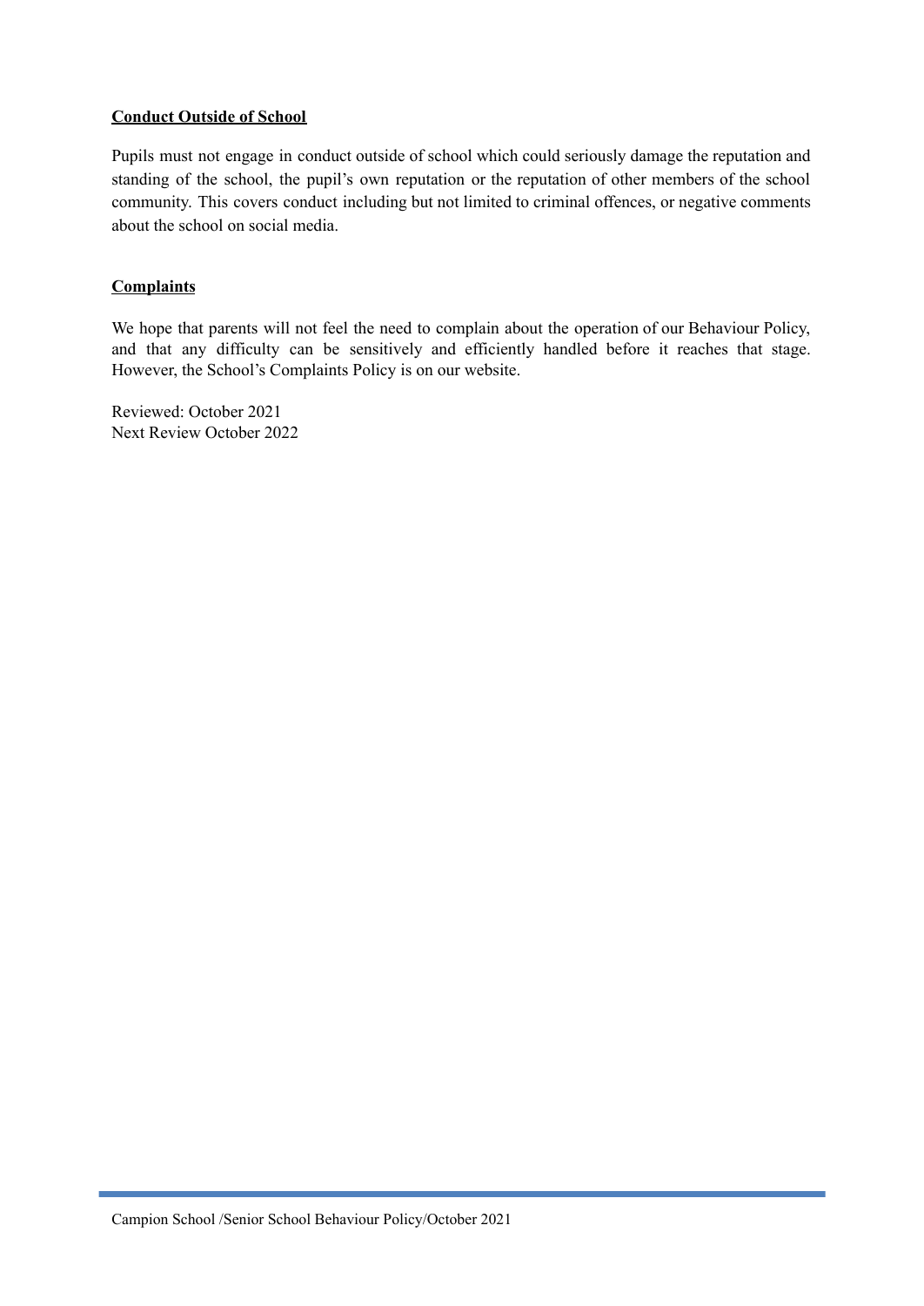**Conduct Outside of School**

Pupils must not engage in conduct outside of school which could seriously damage the reputation and standing of the school, the pupil's own reputation or the reputation of other members of the school community. This covers conduct including but not limited to criminal offences, or negative comments about the school on social media.

**Complaints**

We hope that parents will not feel the need to complain about the operation of our Behaviour Policy, and that any difficulty can be sensitively and efficiently handled before it reaches that stage. However, the School's Complaints Policy is on our website.

Reviewed: October 2021
Next Review October 2022